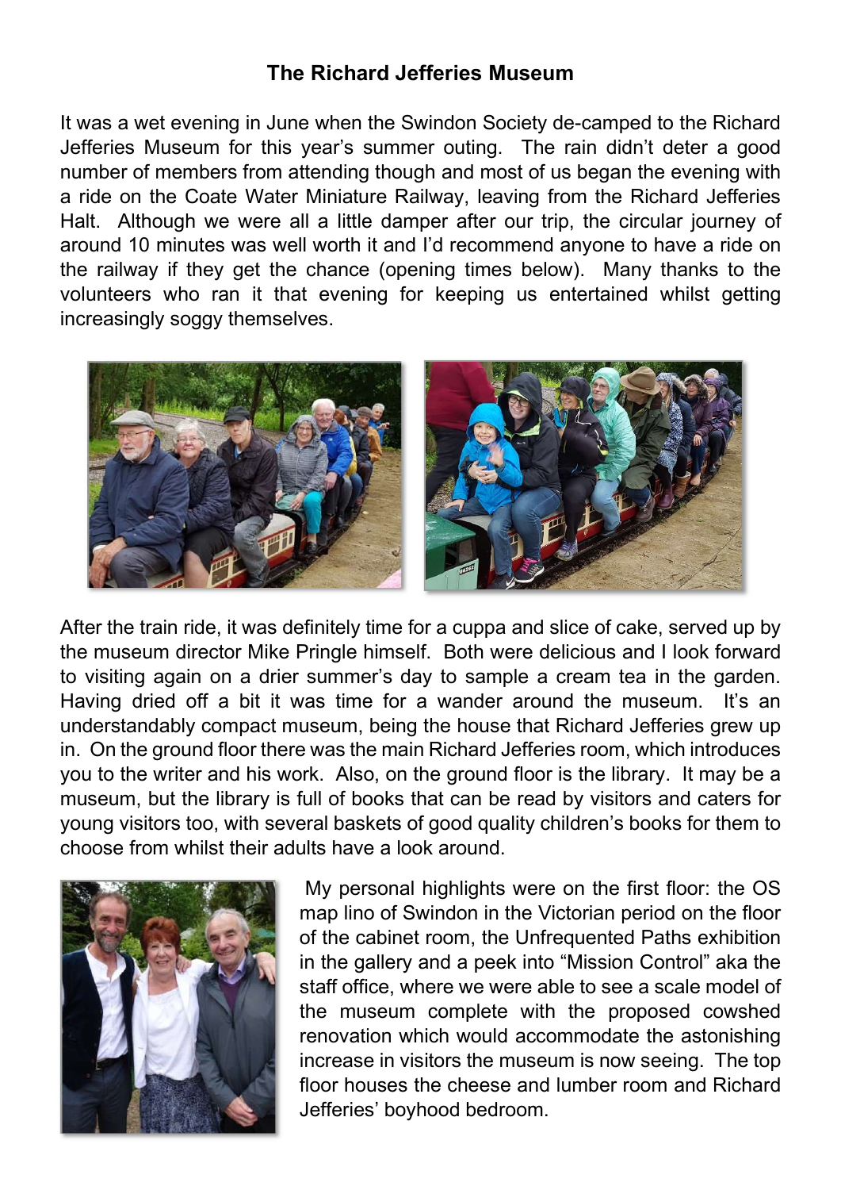## The Richard Jefferies Museum

It was a wet evening in June when the Swindon Society de-camped to the Richard Jefferies Museum for this year's summer outing. The rain didn't deter a good number of members from attending though and most of us began the evening with a ride on the Coate Water Miniature Railway, leaving from the Richard Jefferies Halt. Although we were all a little damper after our trip, the circular journey of around 10 minutes was well worth it and I'd recommend anyone to have a ride on the railway if they get the chance (opening times below). Many thanks to the volunteers who ran it that evening for keeping us entertained whilst getting increasingly soggy themselves.

After the train ride, it was definitely time for a cuppa and slice of cake, served up by the museum director Mike Pringle himself. Both were delicious and I look forward to visiting again on a drier summer's day to sample a cream tea in the garden. Having dried off a bit it was time for a wander around the museum. It's an understandably compact museum, being the house that Richard Jefferies grew up in. On the ground floor there was the main Richard Jefferies room, which introduces you to the writer and his work. Also, on the ground floor is the library. It may be a museum, but the library is full of books that can be read by visitors and caters for young visitors too, with several baskets of good quality children's books for them to choose from whilst their adults have a look around.

My personal highlights were on the first floor: the OS map lino of Swindon in the Victorian period on the floor of the cabinet room, the Unfrequented Paths exhibition in the gallery and a peek into "Mission Control" aka the staff office, where we were able to see a scale model of the museum complete with the proposed cowshed renovation which would accommodate the astonishing increase in visitors the museum is now seeing. The top floor houses the cheese and lumber room and Richard Jefferies' boyhood bedroom.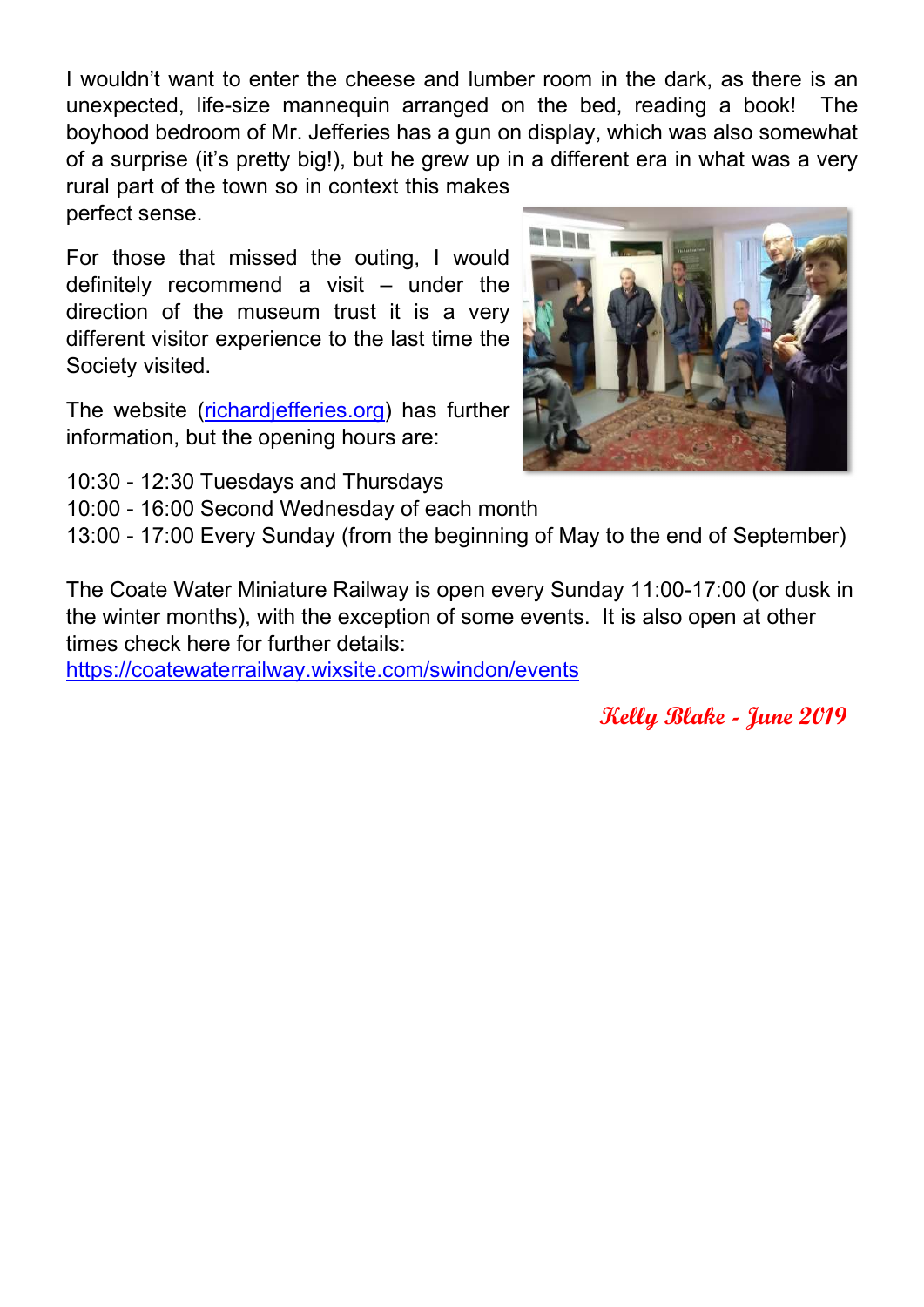I wouldn't want to enter the cheese and lumber room in the dark, as there is an unexpected, life-size mannequin arranged on the bed, reading a book! The boyhood bedroom of Mr. Jefferies has a gun on display, which was also somewhat of a surprise (it's pretty big!), but he grew up in a different era in what was a very rural part of the town so in context this makes perfect sense.

For those that missed the outing, I would definitely recommend a visit – under the direction of the museum trust it is a very different visitor experience to the last time the Society visited.

The website ([richardjefferies.org](richardjefferies.org)) has further information, but the opening hours are:

10:30 - 12:30 Tuesdays and Thursdays
10:00 - 16:00 Second Wednesday of each month
13:00 - 17:00 Every Sunday (from the beginning of May to the end of September)

The Coate Water Miniature Railway is open every Sunday 11:00-17:00 (or dusk in the winter months), with the exception of some events. It is also open at other times check here for further details:
https://coatewaterrailway.wixsite.com/swindon/events

*Kelly Blake - June 2019*